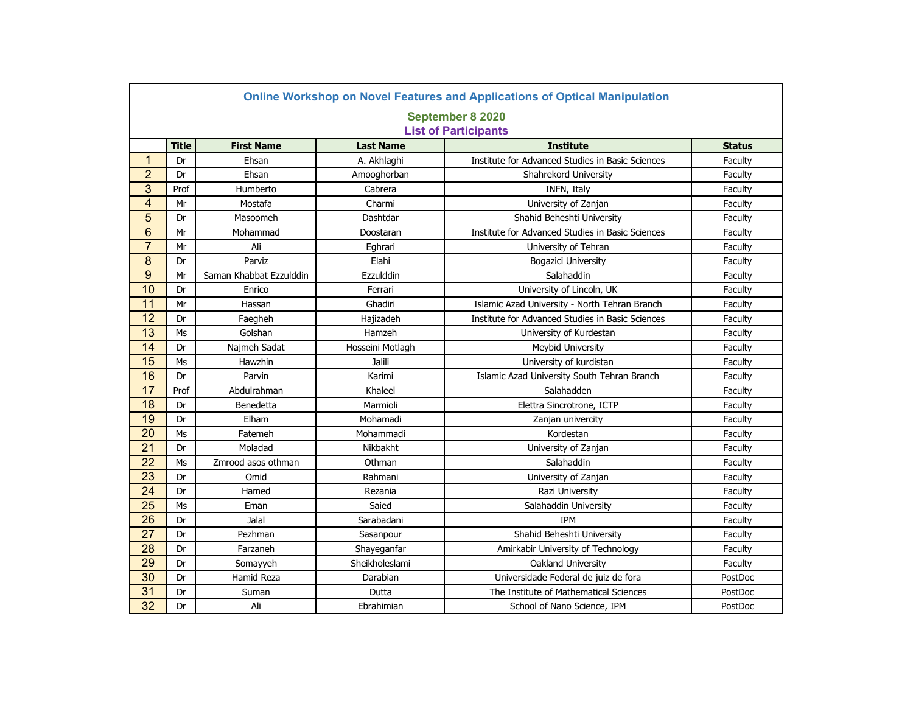# Online Workshop on Novel Features and Applications of Optical Manipulation

## September 8 2020

## List of Participants

| | Title | First Name | Last Name | Institute | Status |
|---|---|---|---|---|---|
| 1 | Dr | Ehsan | A. Akhlaghi | Institute for Advanced Studies in Basic Sciences | Faculty |
| 2 | Dr | Ehsan | Amooghorban | Shahrekord University | Faculty |
| 3 | Prof | Humberto | Cabrera | INFN, Italy | Faculty |
| 4 | Mr | Mostafa | Charmi | University of Zanjan | Faculty |
| 5 | Dr | Masoomeh | Dashtdar | Shahid Beheshti University | Faculty |
| 6 | Mr | Mohammad | Doostaran | Institute for Advanced Studies in Basic Sciences | Faculty |
| 7 | Mr | Ali | Eghrari | University of Tehran | Faculty |
| 8 | Dr | Parviz | Elahi | Bogazici University | Faculty |
| 9 | Mr | Saman Khabbat Ezzulddin | Ezzulddin | Salahaddin | Faculty |
| 10 | Dr | Enrico | Ferrari | University of Lincoln, UK | Faculty |
| 11 | Mr | Hassan | Ghadiri | Islamic Azad University - North Tehran Branch | Faculty |
| 12 | Dr | Faegheh | Hajizadeh | Institute for Advanced Studies in Basic Sciences | Faculty |
| 13 | Ms | Golshan | Hamzeh | University of Kurdestan | Faculty |
| 14 | Dr | Najmeh Sadat | Hosseini Motlagh | Meybid University | Faculty |
| 15 | Ms | Hawzhin | Jalili | University of kurdistan | Faculty |
| 16 | Dr | Parvin | Karimi | Islamic Azad University South Tehran Branch | Faculty |
| 17 | Prof | Abdulrahman | Khaleel | Salahadden | Faculty |
| 18 | Dr | Benedetta | Marmioli | Elettra Sincrotrone, ICTP | Faculty |
| 19 | Dr | Elham | Mohamadi | Zanjan univercity | Faculty |
| 20 | Ms | Fatemeh | Mohammadi | Kordestan | Faculty |
| 21 | Dr | Moladad | Nikbakht | University of Zanjan | Faculty |
| 22 | Ms | Zmrood asos othman | Othman | Salahaddin | Faculty |
| 23 | Dr | Omid | Rahmani | University of Zanjan | Faculty |
| 24 | Dr | Hamed | Rezania | Razi University | Faculty |
| 25 | Ms | Eman | Saied | Salahaddin University | Faculty |
| 26 | Dr | Jalal | Sarabadani | IPM | Faculty |
| 27 | Dr | Pezhman | Sasanpour | Shahid Beheshti University | Faculty |
| 28 | Dr | Farzaneh | Shayeganfar | Amirkabir University of Technology | Faculty |
| 29 | Dr | Somayyeh | Sheikholeslami | Oakland University | Faculty |
| 30 | Dr | Hamid Reza | Darabian | Universidade Federal de juiz de fora | PostDoc |
| 31 | Dr | Suman | Dutta | The Institute of Mathematical Sciences | PostDoc |
| 32 | Dr | Ali | Ebrahimian | School of Nano Science, IPM | PostDoc |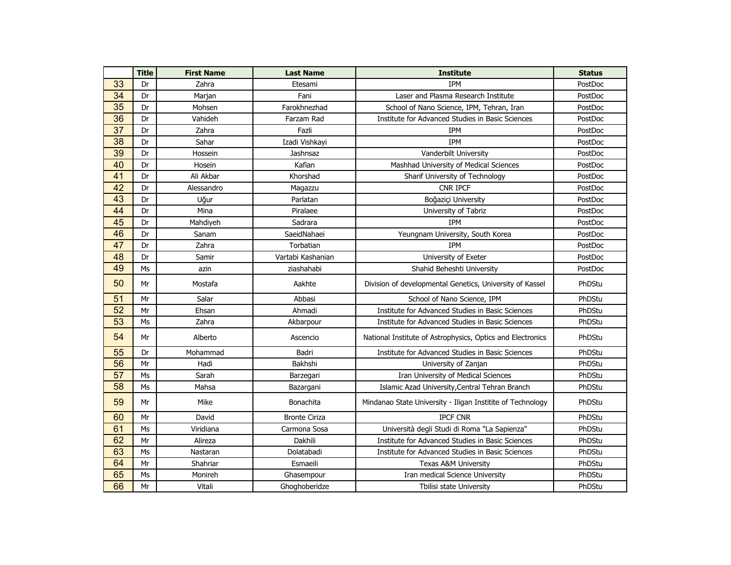| | Title | First Name | Last Name | Institute | Status |
|---|---|---|---|---|---|
| 33 | Dr | Zahra | Etesami | IPM | PostDoc |
| 34 | Dr | Marjan | Fani | Laser and Plasma Research Institute | PostDoc |
| 35 | Dr | Mohsen | Farokhnezhad | School of Nano Science, IPM, Tehran, Iran | PostDoc |
| 36 | Dr | Vahideh | Farzam Rad | Institute for Advanced Studies in Basic Sciences | PostDoc |
| 37 | Dr | Zahra | Fazli | IPM | PostDoc |
| 38 | Dr | Sahar | Izadi Vishkayi | IPM | PostDoc |
| 39 | Dr | Hossein | Jashnsaz | Vanderbilt University | PostDoc |
| 40 | Dr | Hosein | Kafian | Mashhad University of Medical Sciences | PostDoc |
| 41 | Dr | Ali Akbar | Khorshad | Sharif University of Technology | PostDoc |
| 42 | Dr | Alessandro | Magazzu | CNR IPCF | PostDoc |
| 43 | Dr | Uğur | Parlatan | Boğaziçi University | PostDoc |
| 44 | Dr | Mina | Piralaee | University of Tabriz | PostDoc |
| 45 | Dr | Mahdiyeh | Sadrara | IPM | PostDoc |
| 46 | Dr | Sanam | SaeidNahaei | Yeungnam University, South Korea | PostDoc |
| 47 | Dr | Zahra | Torbatian | IPM | PostDoc |
| 48 | Dr | Samir | Vartabi Kashanian | University of Exeter | PostDoc |
| 49 | Ms | azin | ziashahabi | Shahid Beheshti University | PostDoc |
| 50 | Mr | Mostafa | Aakhte | Division of developmental Genetics, University of Kassel | PhDStu |
| 51 | Mr | Salar | Abbasi | School of Nano Science, IPM | PhDStu |
| 52 | Mr | Ehsan | Ahmadi | Institute for Advanced Studies in Basic Sciences | PhDStu |
| 53 | Ms | Zahra | Akbarpour | Institute for Advanced Studies in Basic Sciences | PhDStu |
| 54 | Mr | Alberto | Ascencio | National Institute of Astrophysics, Optics and Electronics | PhDStu |
| 55 | Dr | Mohammad | Badri | Institute for Advanced Studies in Basic Sciences | PhDStu |
| 56 | Mr | Hadi | Bakhshi | University of Zanjan | PhDStu |
| 57 | Ms | Sarah | Barzegari | Iran University of Medical Sciences | PhDStu |
| 58 | Ms | Mahsa | Bazargani | Islamic Azad University,Central Tehran Branch | PhDStu |
| 59 | Mr | Mike | Bonachita | Mindanao State University - Iligan Institite of Technology | PhDStu |
| 60 | Mr | David | Bronte Ciriza | IPCF CNR | PhDStu |
| 61 | Ms | Viridiana | Carmona Sosa | Università degli Studi di Roma "La Sapienza" | PhDStu |
| 62 | Mr | Alireza | Dakhili | Institute for Advanced Studies in Basic Sciences | PhDStu |
| 63 | Ms | Nastaran | Dolatabadi | Institute for Advanced Studies in Basic Sciences | PhDStu |
| 64 | Mr | Shahriar | Esmaeili | Texas A&M University | PhDStu |
| 65 | Ms | Monireh | Ghasempour | Iran medical Science University | PhDStu |
| 66 | Mr | Vitali | Ghoghoberidze | Tbilisi state University | PhDStu |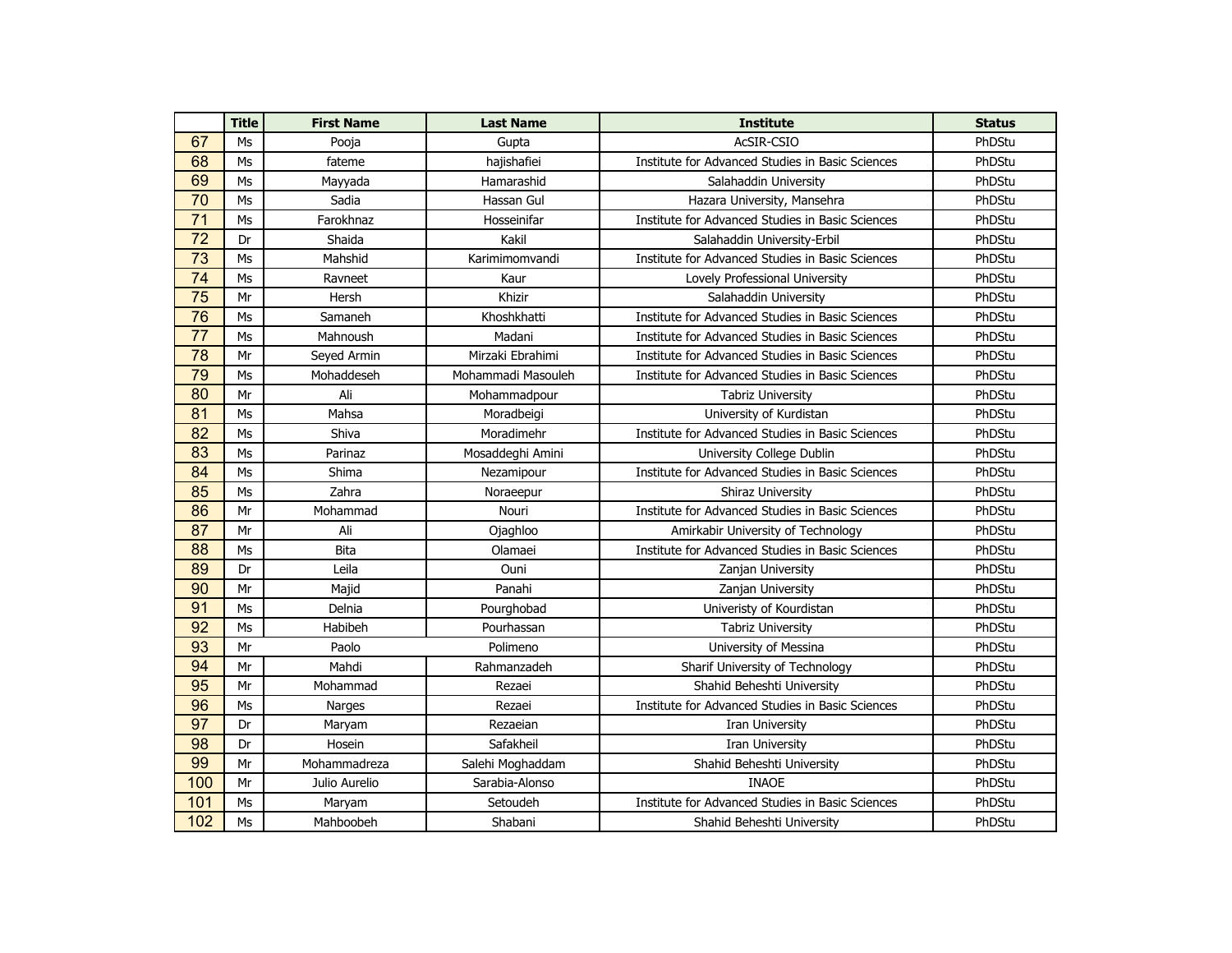| | Title | First Name | Last Name | Institute | Status |
|---|---|---|---|---|---|
| 67 | Ms | Pooja | Gupta | AcSIR-CSIO | PhDStu |
| 68 | Ms | fateme | hajishafiei | Institute for Advanced Studies in Basic Sciences | PhDStu |
| 69 | Ms | Mayyada | Hamarashid | Salahaddin University | PhDStu |
| 70 | Ms | Sadia | Hassan Gul | Hazara University, Mansehra | PhDStu |
| 71 | Ms | Farokhnaz | Hosseinifar | Institute for Advanced Studies in Basic Sciences | PhDStu |
| 72 | Dr | Shaida | Kakil | Salahaddin University-Erbil | PhDStu |
| 73 | Ms | Mahshid | Karimimomvandi | Institute for Advanced Studies in Basic Sciences | PhDStu |
| 74 | Ms | Ravneet | Kaur | Lovely Professional University | PhDStu |
| 75 | Mr | Hersh | Khizir | Salahaddin University | PhDStu |
| 76 | Ms | Samaneh | Khoshkhatti | Institute for Advanced Studies in Basic Sciences | PhDStu |
| 77 | Ms | Mahnoush | Madani | Institute for Advanced Studies in Basic Sciences | PhDStu |
| 78 | Mr | Seyed Armin | Mirzaki Ebrahimi | Institute for Advanced Studies in Basic Sciences | PhDStu |
| 79 | Ms | Mohaddeseh | Mohammadi Masouleh | Institute for Advanced Studies in Basic Sciences | PhDStu |
| 80 | Mr | Ali | Mohammadpour | Tabriz University | PhDStu |
| 81 | Ms | Mahsa | Moradbeigi | University of Kurdistan | PhDStu |
| 82 | Ms | Shiva | Moradimehr | Institute for Advanced Studies in Basic Sciences | PhDStu |
| 83 | Ms | Parinaz | Mosaddeghi Amini | University College Dublin | PhDStu |
| 84 | Ms | Shima | Nezamipour | Institute for Advanced Studies in Basic Sciences | PhDStu |
| 85 | Ms | Zahra | Noraeepur | Shiraz University | PhDStu |
| 86 | Mr | Mohammad | Nouri | Institute for Advanced Studies in Basic Sciences | PhDStu |
| 87 | Mr | Ali | Ojaghloo | Amirkabir University of Technology | PhDStu |
| 88 | Ms | Bita | Olamaei | Institute for Advanced Studies in Basic Sciences | PhDStu |
| 89 | Dr | Leila | Ouni | Zanjan University | PhDStu |
| 90 | Mr | Majid | Panahi | Zanjan University | PhDStu |
| 91 | Ms | Delnia | Pourghobad | Univeristy of Kourdistan | PhDStu |
| 92 | Ms | Habibeh | Pourhassan | Tabriz University | PhDStu |
| 93 | Mr | Paolo | Polimeno | University of Messina | PhDStu |
| 94 | Mr | Mahdi | Rahmanzadeh | Sharif University of Technology | PhDStu |
| 95 | Mr | Mohammad | Rezaei | Shahid Beheshti University | PhDStu |
| 96 | Ms | Narges | Rezaei | Institute for Advanced Studies in Basic Sciences | PhDStu |
| 97 | Dr | Maryam | Rezaeian | Iran University | PhDStu |
| 98 | Dr | Hosein | Safakheil | Iran University | PhDStu |
| 99 | Mr | Mohammadreza | Salehi Moghaddam | Shahid Beheshti University | PhDStu |
| 100 | Mr | Julio Aurelio | Sarabia-Alonso | INAOE | PhDStu |
| 101 | Ms | Maryam | Setoudeh | Institute for Advanced Studies in Basic Sciences | PhDStu |
| 102 | Ms | Mahboobeh | Shabani | Shahid Beheshti University | PhDStu |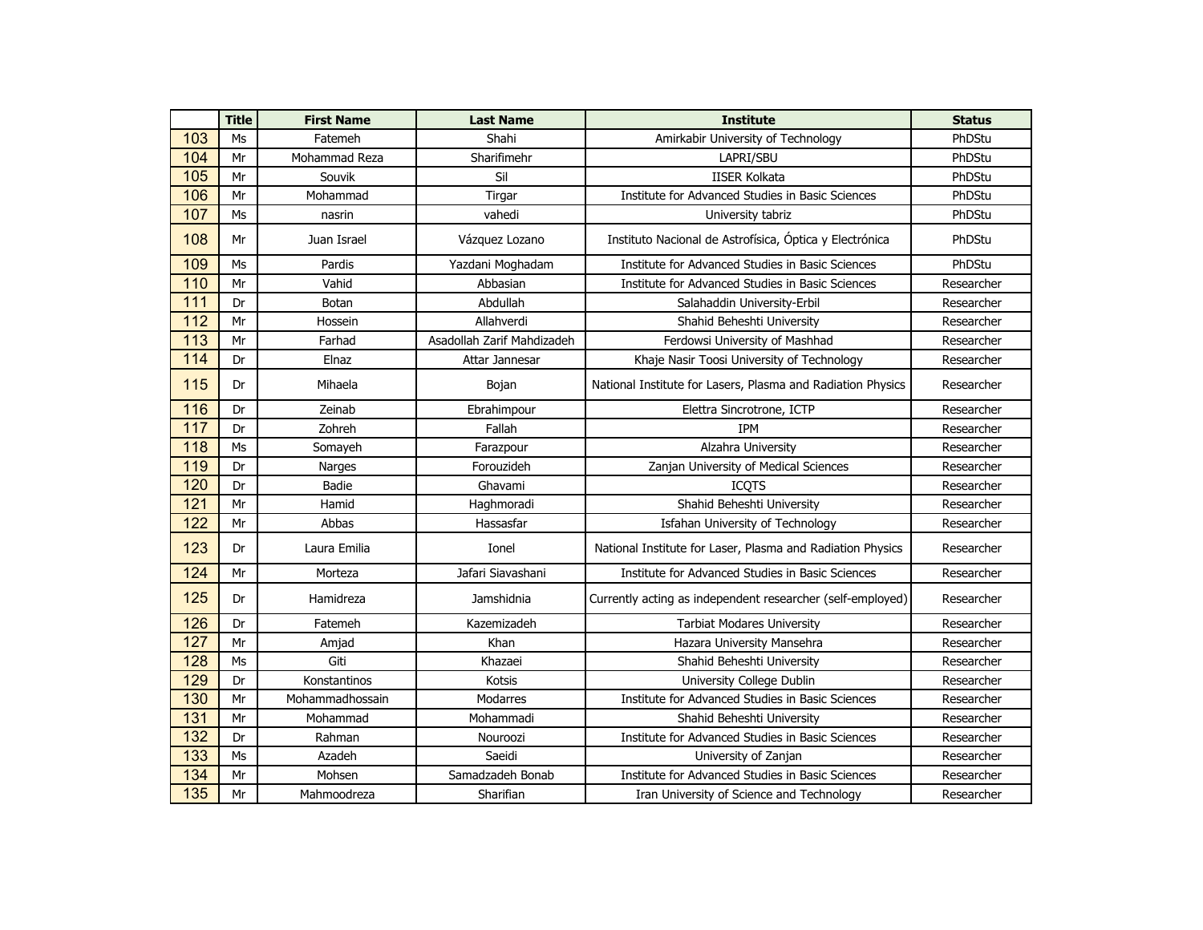| | Title | First Name | Last Name | Institute | Status |
|---|---|---|---|---|---|
| 103 | Ms | Fatemeh | Shahi | Amirkabir University of Technology | PhDStu |
| 104 | Mr | Mohammad Reza | Sharifimehr | LAPRI/SBU | PhDStu |
| 105 | Mr | Souvik | Sil | IISER Kolkata | PhDStu |
| 106 | Mr | Mohammad | Tirgar | Institute for Advanced Studies in Basic Sciences | PhDStu |
| 107 | Ms | nasrin | vahedi | University tabriz | PhDStu |
| 108 | Mr | Juan Israel | Vázquez Lozano | Instituto Nacional de Astrofísica, Óptica y Electrónica | PhDStu |
| 109 | Ms | Pardis | Yazdani Moghadam | Institute for Advanced Studies in Basic Sciences | PhDStu |
| 110 | Mr | Vahid | Abbasian | Institute for Advanced Studies in Basic Sciences | Researcher |
| 111 | Dr | Botan | Abdullah | Salahaddin University-Erbil | Researcher |
| 112 | Mr | Hossein | Allahverdi | Shahid Beheshti University | Researcher |
| 113 | Mr | Farhad | Asadollah Zarif Mahdizadeh | Ferdowsi University of Mashhad | Researcher |
| 114 | Dr | Elnaz | Attar Jannesar | Khaje Nasir Toosi University of Technology | Researcher |
| 115 | Dr | Mihaela | Bojan | National Institute for Lasers, Plasma and Radiation Physics | Researcher |
| 116 | Dr | Zeinab | Ebrahimpour | Elettra Sincrotrone, ICTP | Researcher |
| 117 | Dr | Zohreh | Fallah | IPM | Researcher |
| 118 | Ms | Somayeh | Farazpour | Alzahra University | Researcher |
| 119 | Dr | Narges | Forouzideh | Zanjan University of Medical Sciences | Researcher |
| 120 | Dr | Badie | Ghavami | ICQTS | Researcher |
| 121 | Mr | Hamid | Haghmoradi | Shahid Beheshti University | Researcher |
| 122 | Mr | Abbas | Hassasfar | Isfahan University of Technology | Researcher |
| 123 | Dr | Laura Emilia | Ionel | National Institute for Laser, Plasma and Radiation Physics | Researcher |
| 124 | Mr | Morteza | Jafari Siavashani | Institute for Advanced Studies in Basic Sciences | Researcher |
| 125 | Dr | Hamidreza | Jamshidnia | Currently acting as independent researcher (self-employed) | Researcher |
| 126 | Dr | Fatemeh | Kazemizadeh | Tarbiat Modares University | Researcher |
| 127 | Mr | Amjad | Khan | Hazara University Mansehra | Researcher |
| 128 | Ms | Giti | Khazaei | Shahid Beheshti University | Researcher |
| 129 | Dr | Konstantinos | Kotsis | University College Dublin | Researcher |
| 130 | Mr | Mohammadhossain | Modarres | Institute for Advanced Studies in Basic Sciences | Researcher |
| 131 | Mr | Mohammad | Mohammadi | Shahid Beheshti University | Researcher |
| 132 | Dr | Rahman | Nouroozi | Institute for Advanced Studies in Basic Sciences | Researcher |
| 133 | Ms | Azadeh | Saeidi | University of Zanjan | Researcher |
| 134 | Mr | Mohsen | Samadzadeh Bonab | Institute for Advanced Studies in Basic Sciences | Researcher |
| 135 | Mr | Mahmoodreza | Sharifian | Iran University of Science and Technology | Researcher |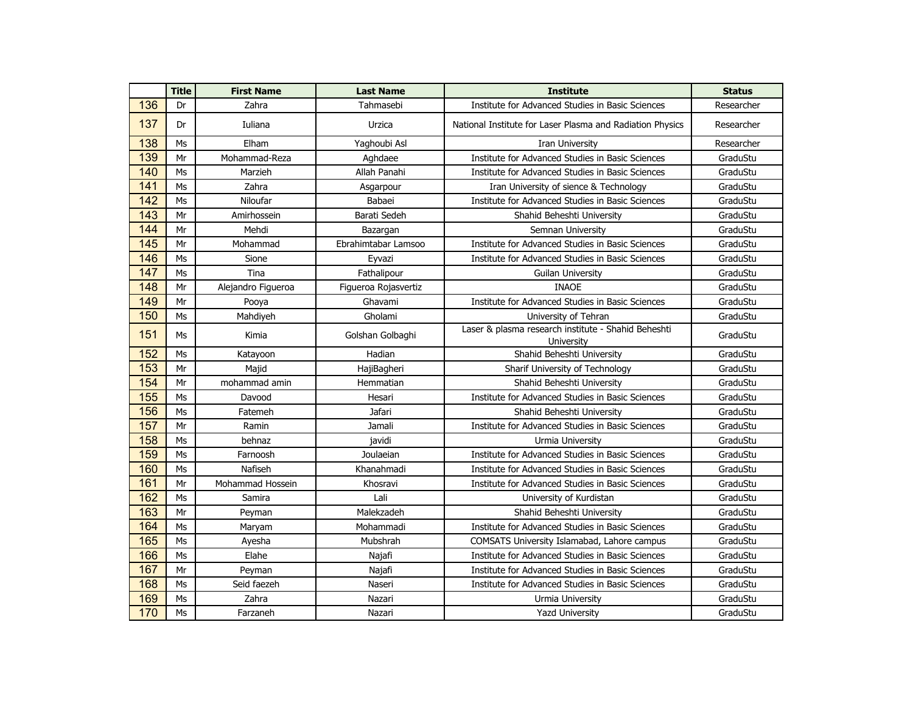| | Title | First Name | Last Name | Institute | Status |
|---|---|---|---|---|---|
| 136 | Dr | Zahra | Tahmasebi | Institute for Advanced Studies in Basic Sciences | Researcher |
| 137 | Dr | Iuliana | Urzica | National Institute for Laser Plasma and Radiation Physics | Researcher |
| 138 | Ms | Elham | Yaghoubi Asl | Iran University | Researcher |
| 139 | Mr | Mohammad-Reza | Aghdaee | Institute for Advanced Studies in Basic Sciences | GraduStu |
| 140 | Ms | Marzieh | Allah Panahi | Institute for Advanced Studies in Basic Sciences | GraduStu |
| 141 | Ms | Zahra | Asgarpour | Iran University of sience & Technology | GraduStu |
| 142 | Ms | Niloufar | Babaei | Institute for Advanced Studies in Basic Sciences | GraduStu |
| 143 | Mr | Amirhossein | Barati Sedeh | Shahid Beheshti University | GraduStu |
| 144 | Mr | Mehdi | Bazargan | Semnan University | GraduStu |
| 145 | Mr | Mohammad | Ebrahimtabar Lamsoo | Institute for Advanced Studies in Basic Sciences | GraduStu |
| 146 | Ms | Sione | Eyvazi | Institute for Advanced Studies in Basic Sciences | GraduStu |
| 147 | Ms | Tina | Fathalipour | Guilan University | GraduStu |
| 148 | Mr | Alejandro Figueroa | Figueroa Rojasvertiz | INAOE | GraduStu |
| 149 | Mr | Pooya | Ghavami | Institute for Advanced Studies in Basic Sciences | GraduStu |
| 150 | Ms | Mahdiyeh | Gholami | University of Tehran | GraduStu |
| 151 | Ms | Kimia | Golshan Golbaghi | Laser & plasma research institute - Shahid Beheshti University | GraduStu |
| 152 | Ms | Katayoon | Hadian | Shahid Beheshti University | GraduStu |
| 153 | Mr | Majid | HajiBagheri | Sharif University of Technology | GraduStu |
| 154 | Mr | mohammad amin | Hemmatian | Shahid Beheshti University | GraduStu |
| 155 | Ms | Davood | Hesari | Institute for Advanced Studies in Basic Sciences | GraduStu |
| 156 | Ms | Fatemeh | Jafari | Shahid Beheshti University | GraduStu |
| 157 | Mr | Ramin | Jamali | Institute for Advanced Studies in Basic Sciences | GraduStu |
| 158 | Ms | behnaz | javidi | Urmia University | GraduStu |
| 159 | Ms | Farnoosh | Joulaeian | Institute for Advanced Studies in Basic Sciences | GraduStu |
| 160 | Ms | Nafiseh | Khanahmadi | Institute for Advanced Studies in Basic Sciences | GraduStu |
| 161 | Mr | Mohammad Hossein | Khosravi | Institute for Advanced Studies in Basic Sciences | GraduStu |
| 162 | Ms | Samira | Lali | University of Kurdistan | GraduStu |
| 163 | Mr | Peyman | Malekzadeh | Shahid Beheshti University | GraduStu |
| 164 | Ms | Maryam | Mohammadi | Institute for Advanced Studies in Basic Sciences | GraduStu |
| 165 | Ms | Ayesha | Mubshrah | COMSATS University Islamabad, Lahore campus | GraduStu |
| 166 | Ms | Elahe | Najafi | Institute for Advanced Studies in Basic Sciences | GraduStu |
| 167 | Mr | Peyman | Najafi | Institute for Advanced Studies in Basic Sciences | GraduStu |
| 168 | Ms | Seid faezeh | Naseri | Institute for Advanced Studies in Basic Sciences | GraduStu |
| 169 | Ms | Zahra | Nazari | Urmia University | GraduStu |
| 170 | Ms | Farzaneh | Nazari | Yazd University | GraduStu |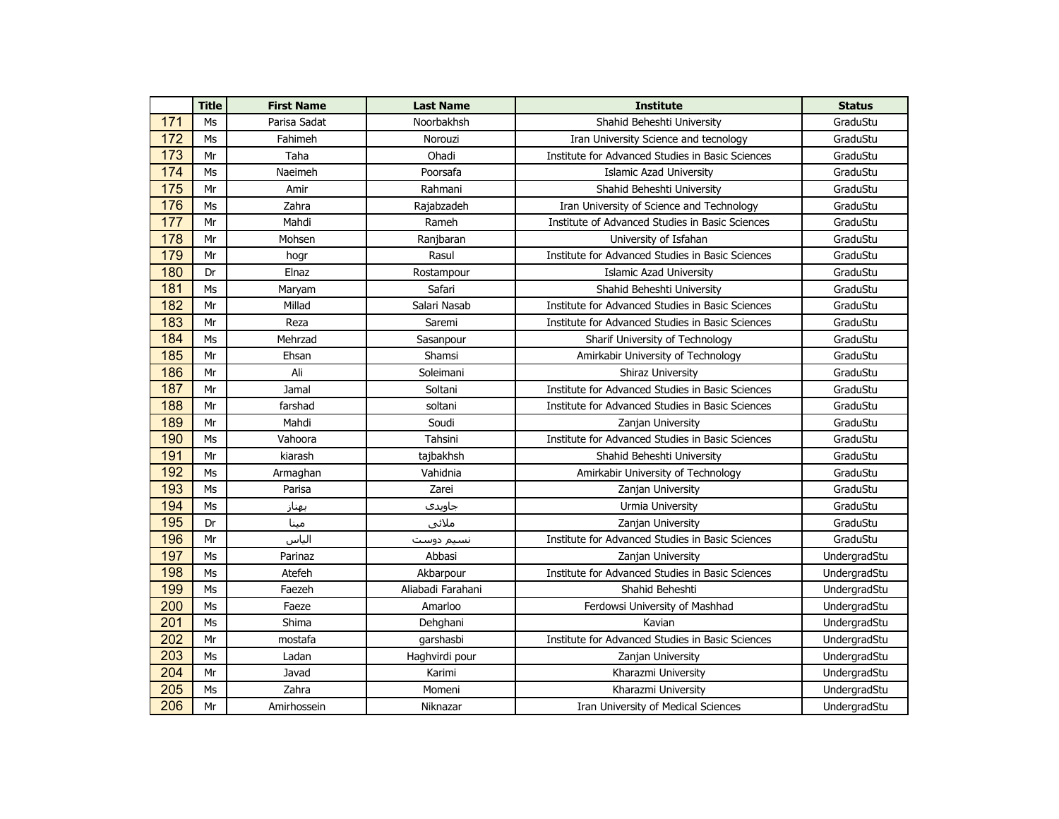| | Title | First Name | Last Name | Institute | Status |
|---|---|---|---|---|---|
| 171 | Ms | Parisa Sadat | Noorbakhsh | Shahid Beheshti University | GraduStu |
| 172 | Ms | Fahimeh | Norouzi | Iran University Science and tecnology | GraduStu |
| 173 | Mr | Taha | Ohadi | Institute for Advanced Studies in Basic Sciences | GraduStu |
| 174 | Ms | Naeimeh | Poorsafa | Islamic Azad University | GraduStu |
| 175 | Mr | Amir | Rahmani | Shahid Beheshti University | GraduStu |
| 176 | Ms | Zahra | Rajabzadeh | Iran University of Science and Technology | GraduStu |
| 177 | Mr | Mahdi | Rameh | Institute of Advanced Studies in Basic Sciences | GraduStu |
| 178 | Mr | Mohsen | Ranjbaran | University of Isfahan | GraduStu |
| 179 | Mr | hogr | Rasul | Institute for Advanced Studies in Basic Sciences | GraduStu |
| 180 | Dr | Elnaz | Rostampour | Islamic Azad University | GraduStu |
| 181 | Ms | Maryam | Safari | Shahid Beheshti University | GraduStu |
| 182 | Mr | Millad | Salari Nasab | Institute for Advanced Studies in Basic Sciences | GraduStu |
| 183 | Mr | Reza | Saremi | Institute for Advanced Studies in Basic Sciences | GraduStu |
| 184 | Ms | Mehrzad | Sasanpour | Sharif University of Technology | GraduStu |
| 185 | Mr | Ehsan | Shamsi | Amirkabir University of Technology | GraduStu |
| 186 | Mr | Ali | Soleimani | Shiraz University | GraduStu |
| 187 | Mr | Jamal | Soltani | Institute for Advanced Studies in Basic Sciences | GraduStu |
| 188 | Mr | farshad | soltani | Institute for Advanced Studies in Basic Sciences | GraduStu |
| 189 | Mr | Mahdi | Soudi | Zanjan University | GraduStu |
| 190 | Ms | Vahoora | Tahsini | Institute for Advanced Studies in Basic Sciences | GraduStu |
| 191 | Mr | kiarash | tajbakhsh | Shahid Beheshti University | GraduStu |
| 192 | Ms | Armaghan | Vahidnia | Amirkabir University of Technology | GraduStu |
| 193 | Ms | Parisa | Zarei | Zanjan University | GraduStu |
| 194 | Ms | بهناز | جاویدی | Urmia University | GraduStu |
| 195 | Dr | مینا | ملائی | Zanjan University | GraduStu |
| 196 | Mr | الیاس | نسیم دوست | Institute for Advanced Studies in Basic Sciences | GraduStu |
| 197 | Ms | Parinaz | Abbasi | Zanjan University | UndergradStu |
| 198 | Ms | Atefeh | Akbarpour | Institute for Advanced Studies in Basic Sciences | UndergradStu |
| 199 | Ms | Faezeh | Aliabadi Farahani | Shahid Beheshti | UndergradStu |
| 200 | Ms | Faeze | Amarloo | Ferdowsi University of Mashhad | UndergradStu |
| 201 | Ms | Shima | Dehghani | Kavian | UndergradStu |
| 202 | Mr | mostafa | garshasbi | Institute for Advanced Studies in Basic Sciences | UndergradStu |
| 203 | Ms | Ladan | Haghvirdi pour | Zanjan University | UndergradStu |
| 204 | Mr | Javad | Karimi | Kharazmi University | UndergradStu |
| 205 | Ms | Zahra | Momeni | Kharazmi University | UndergradStu |
| 206 | Mr | Amirhossein | Niknazar | Iran University of Medical Sciences | UndergradStu |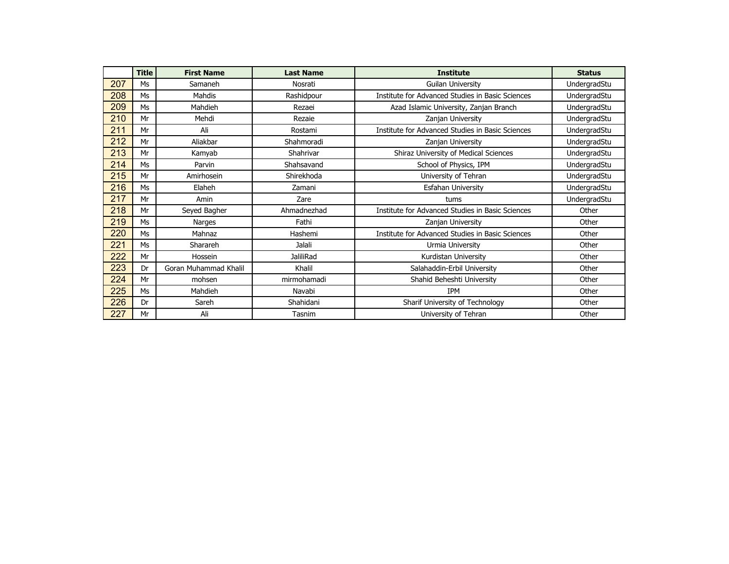| | Title | First Name | Last Name | Institute | Status |
|---|---|---|---|---|---|
| 207 | Ms | Samaneh | Nosrati | Guilan University | UndergradStu |
| 208 | Ms | Mahdis | Rashidpour | Institute for Advanced Studies in Basic Sciences | UndergradStu |
| 209 | Ms | Mahdieh | Rezaei | Azad Islamic University, Zanjan Branch | UndergradStu |
| 210 | Mr | Mehdi | Rezaie | Zanjan University | UndergradStu |
| 211 | Mr | Ali | Rostami | Institute for Advanced Studies in Basic Sciences | UndergradStu |
| 212 | Mr | Aliakbar | Shahmoradi | Zanjan University | UndergradStu |
| 213 | Mr | Kamyab | Shahrivar | Shiraz University of Medical Sciences | UndergradStu |
| 214 | Ms | Parvin | Shahsavand | School of Physics, IPM | UndergradStu |
| 215 | Mr | Amirhosein | Shirekhoda | University of Tehran | UndergradStu |
| 216 | Ms | Elaheh | Zamani | Esfahan University | UndergradStu |
| 217 | Mr | Amin | Zare | tums | UndergradStu |
| 218 | Mr | Seyed Bagher | Ahmadnezhad | Institute for Advanced Studies in Basic Sciences | Other |
| 219 | Ms | Narges | Fathi | Zanjan University | Other |
| 220 | Ms | Mahnaz | Hashemi | Institute for Advanced Studies in Basic Sciences | Other |
| 221 | Ms | Sharareh | Jalali | Urmia University | Other |
| 222 | Mr | Hossein | JaliliRad | Kurdistan University | Other |
| 223 | Dr | Goran Muhammad Khalil | Khalil | Salahaddin-Erbil University | Other |
| 224 | Mr | mohsen | mirmohamadi | Shahid Beheshti University | Other |
| 225 | Ms | Mahdieh | Navabi | IPM | Other |
| 226 | Dr | Sareh | Shahidani | Sharif University of Technology | Other |
| 227 | Mr | Ali | Tasnim | University of Tehran | Other |